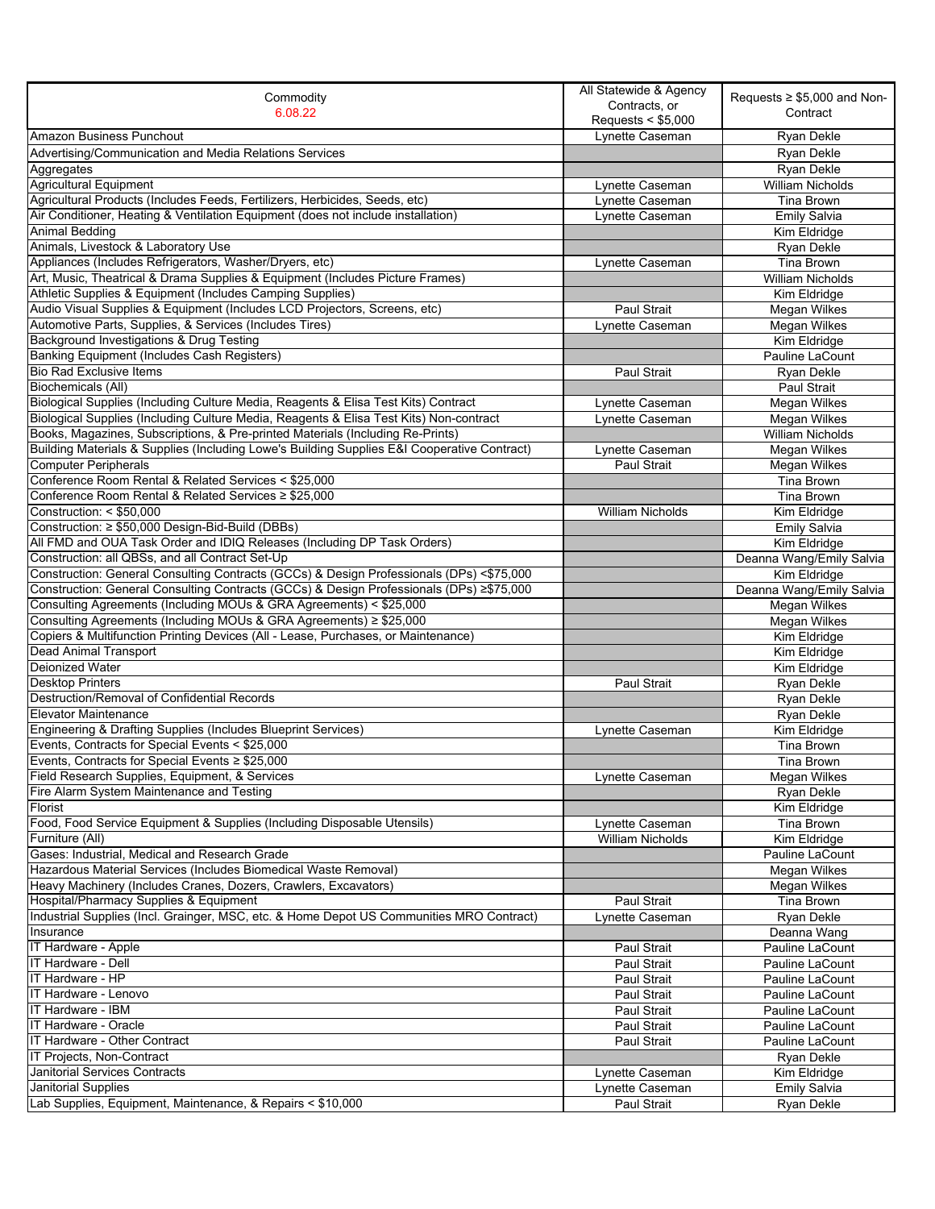| Commodity 6.08.22 | All Statewide & Agency Contracts, or Requests < $5,000 | Requests ≥ $5,000 and Non-Contract |
|---|---|---|
| Amazon Business Punchout | Lynette Caseman | Ryan Dekle |
| Advertising/Communication and Media Relations Services | | Ryan Dekle |
| Aggregates | | Ryan Dekle |
| Agricultural Equipment | Lynette Caseman | William Nicholds |
| Agricultural Products (Includes Feeds, Fertilizers, Herbicides, Seeds, etc) | Lynette Caseman | Tina Brown |
| Air Conditioner, Heating & Ventilation Equipment (does not include installation) | Lynette Caseman | Emily Salvia |
| Animal Bedding | | Kim Eldridge |
| Animals, Livestock & Laboratory Use | | Ryan Dekle |
| Appliances (Includes Refrigerators, Washer/Dryers, etc) | Lynette Caseman | Tina Brown |
| Art, Music, Theatrical & Drama Supplies & Equipment (Includes Picture Frames) | | William Nicholds |
| Athletic Supplies & Equipment (Includes Camping Supplies) | | Kim Eldridge |
| Audio Visual Supplies & Equipment (Includes LCD Projectors, Screens, etc) | Paul Strait | Megan Wilkes |
| Automotive Parts, Supplies, & Services (Includes Tires) | Lynette Caseman | Megan Wilkes |
| Background Investigations & Drug Testing | | Kim Eldridge |
| Banking Equipment (Includes Cash Registers) | | Pauline LaCount |
| Bio Rad Exclusive Items | Paul Strait | Ryan Dekle |
| Biochemicals (All) | | Paul Strait |
| Biological Supplies (Including Culture Media, Reagents & Elisa Test Kits) Contract | Lynette Caseman | Megan Wilkes |
| Biological Supplies (Including Culture Media, Reagents & Elisa Test Kits) Non-contract | Lynette Caseman | Megan Wilkes |
| Books, Magazines, Subscriptions, & Pre-printed Materials (Including Re-Prints) | | William Nicholds |
| Building Materials & Supplies (Including Lowe's Building Supplies E&I Cooperative Contract) | Lynette Caseman | Megan Wilkes |
| Computer Peripherals | Paul Strait | Megan Wilkes |
| Conference Room Rental & Related Services < $25,000 | | Tina Brown |
| Conference Room Rental & Related Services ≥ $25,000 | | Tina Brown |
| Construction: < $50,000 | William Nicholds | Kim Eldridge |
| Construction: ≥ $50,000 Design-Bid-Build (DBBs) | | Emily Salvia |
| All FMD and OUA Task Order and IDIQ Releases (Including DP Task Orders) | | Kim Eldridge |
| Construction: all QBSs, and all Contract Set-Up | | Deanna Wang/Emily Salvia |
| Construction: General Consulting Contracts (GCCs) & Design Professionals (DPs) <$75,000 | | Kim Eldridge |
| Construction: General Consulting Contracts (GCCs) & Design Professionals (DPs) ≥$75,000 | | Deanna Wang/Emily Salvia |
| Consulting Agreements (Including MOUs & GRA Agreements) < $25,000 | | Megan Wilkes |
| Consulting Agreements (Including MOUs & GRA Agreements) ≥ $25,000 | | Megan Wilkes |
| Copiers & Multifunction Printing Devices (All - Lease, Purchases, or Maintenance) | | Kim Eldridge |
| Dead Animal Transport | | Kim Eldridge |
| Deionized Water | | Kim Eldridge |
| Desktop Printers | Paul Strait | Ryan Dekle |
| Destruction/Removal of Confidential Records | | Ryan Dekle |
| Elevator Maintenance | | Ryan Dekle |
| Engineering & Drafting Supplies (Includes Blueprint Services) | Lynette Caseman | Kim Eldridge |
| Events, Contracts for Special Events < $25,000 | | Tina Brown |
| Events, Contracts for Special Events ≥ $25,000 | | Tina Brown |
| Field Research Supplies, Equipment, & Services | Lynette Caseman | Megan Wilkes |
| Fire Alarm System Maintenance and Testing | | Ryan Dekle |
| Florist | | Kim Eldridge |
| Food, Food Service Equipment & Supplies (Including Disposable Utensils) | Lynette Caseman | Tina Brown |
| Furniture (All) | William Nicholds | Kim Eldridge |
| Gases: Industrial, Medical and Research Grade | | Pauline LaCount |
| Hazardous Material Services (Includes Biomedical Waste Removal) | | Megan Wilkes |
| Heavy Machinery (Includes Cranes, Dozers, Crawlers, Excavators) | | Megan Wilkes |
| Hospital/Pharmacy Supplies & Equipment | Paul Strait | Tina Brown |
| Industrial Supplies (Incl. Grainger, MSC, etc. & Home Depot US Communities MRO Contract) | Lynette Caseman | Ryan Dekle |
| Insurance | | Deanna Wang |
| IT Hardware - Apple | Paul Strait | Pauline LaCount |
| IT Hardware - Dell | Paul Strait | Pauline LaCount |
| IT Hardware - HP | Paul Strait | Pauline LaCount |
| IT Hardware - Lenovo | Paul Strait | Pauline LaCount |
| IT Hardware - IBM | Paul Strait | Pauline LaCount |
| IT Hardware - Oracle | Paul Strait | Pauline LaCount |
| IT Hardware - Other Contract | Paul Strait | Pauline LaCount |
| IT Projects, Non-Contract | | Ryan Dekle |
| Janitorial Services Contracts | Lynette Caseman | Kim Eldridge |
| Janitorial Supplies | Lynette Caseman | Emily Salvia |
| Lab Supplies, Equipment, Maintenance, & Repairs < $10,000 | Paul Strait | Ryan Dekle |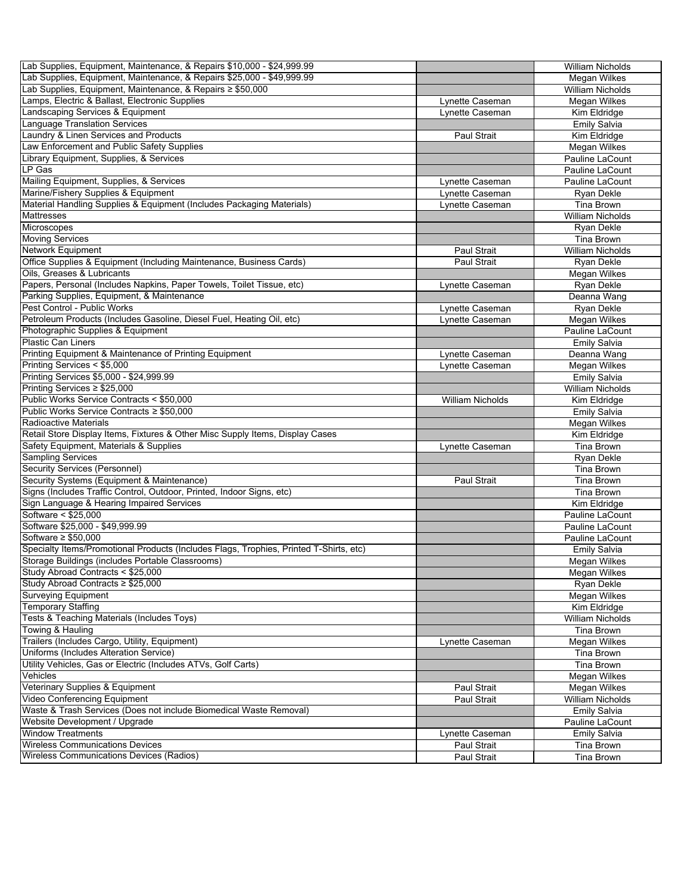| | | |
|---|---|---|
| Lab Supplies, Equipment, Maintenance, & Repairs $10,000 - $24,999.99 | | William Nicholds |
| Lab Supplies, Equipment, Maintenance, & Repairs $25,000 - $49,999.99 | | Megan Wilkes |
| Lab Supplies, Equipment, Maintenance, & Repairs ≥ $50,000 | | William Nicholds |
| Lamps, Electric & Ballast, Electronic Supplies | Lynette Caseman | Megan Wilkes |
| Landscaping Services & Equipment | Lynette Caseman | Kim Eldridge |
| Language Translation Services | | Emily Salvia |
| Laundry & Linen Services and Products | Paul Strait | Kim Eldridge |
| Law Enforcement and Public Safety Supplies | | Megan Wilkes |
| Library Equipment, Supplies, & Services | | Pauline LaCount |
| LP Gas | | Pauline LaCount |
| Mailing Equipment, Supplies, & Services | Lynette Caseman | Pauline LaCount |
| Marine/Fishery Supplies & Equipment | Lynette Caseman | Ryan Dekle |
| Material Handling Supplies & Equipment (Includes Packaging Materials) | Lynette Caseman | Tina Brown |
| Mattresses | | William Nicholds |
| Microscopes | | Ryan Dekle |
| Moving Services | | Tina Brown |
| Network Equipment | Paul Strait | William Nicholds |
| Office Supplies & Equipment (Including Maintenance, Business Cards) | Paul Strait | Ryan Dekle |
| Oils, Greases & Lubricants | | Megan Wilkes |
| Papers, Personal (Includes Napkins, Paper Towels, Toilet Tissue, etc) | Lynette Caseman | Ryan Dekle |
| Parking Supplies, Equipment, & Maintenance | | Deanna Wang |
| Pest Control - Public Works | Lynette Caseman | Ryan Dekle |
| Petroleum Products (Includes Gasoline, Diesel Fuel, Heating Oil, etc) | Lynette Caseman | Megan Wilkes |
| Photographic Supplies & Equipment | | Pauline LaCount |
| Plastic Can Liners | | Emily Salvia |
| Printing Equipment & Maintenance of Printing Equipment | Lynette Caseman | Deanna Wang |
| Printing Services < $5,000 | Lynette Caseman | Megan Wilkes |
| Printing Services $5,000 - $24,999.99 | | Emily Salvia |
| Printing Services ≥ $25,000 | | William Nicholds |
| Public Works Service Contracts < $50,000 | William Nicholds | Kim Eldridge |
| Public Works Service Contracts ≥ $50,000 | | Emily Salvia |
| Radioactive Materials | | Megan Wilkes |
| Retail Store Display Items, Fixtures & Other Misc Supply Items, Display Cases | | Kim Eldridge |
| Safety Equipment, Materials & Supplies | Lynette Caseman | Tina Brown |
| Sampling Services | | Ryan Dekle |
| Security Services (Personnel) | | Tina Brown |
| Security Systems (Equipment & Maintenance) | Paul Strait | Tina Brown |
| Signs (Includes Traffic Control, Outdoor, Printed, Indoor Signs, etc) | | Tina Brown |
| Sign Language & Hearing Impaired Services | | Kim Eldridge |
| Software < $25,000 | | Pauline LaCount |
| Software $25,000 - $49,999.99 | | Pauline LaCount |
| Software ≥ $50,000 | | Pauline LaCount |
| Specialty Items/Promotional Products (Includes Flags, Trophies, Printed T-Shirts, etc) | | Emily Salvia |
| Storage Buildings (includes Portable Classrooms) | | Megan Wilkes |
| Study Abroad Contracts < $25,000 | | Megan Wilkes |
| Study Abroad Contracts ≥ $25,000 | | Ryan Dekle |
| Surveying Equipment | | Megan Wilkes |
| Temporary Staffing | | Kim Eldridge |
| Tests & Teaching Materials (Includes Toys) | | William Nicholds |
| Towing & Hauling | | Tina Brown |
| Trailers (Includes Cargo, Utility, Equipment) | Lynette Caseman | Megan Wilkes |
| Uniforms (Includes Alteration Service) | | Tina Brown |
| Utility Vehicles, Gas or Electric (Includes ATVs, Golf Carts) | | Tina Brown |
| Vehicles | | Megan Wilkes |
| Veterinary Supplies & Equipment | Paul Strait | Megan Wilkes |
| Video Conferencing Equipment | Paul Strait | William Nicholds |
| Waste & Trash Services (Does not include Biomedical Waste Removal) | | Emily Salvia |
| Website Development / Upgrade | | Pauline LaCount |
| Window Treatments | Lynette Caseman | Emily Salvia |
| Wireless Communications Devices | Paul Strait | Tina Brown |
| Wireless Communications Devices (Radios) | Paul Strait | Tina Brown |